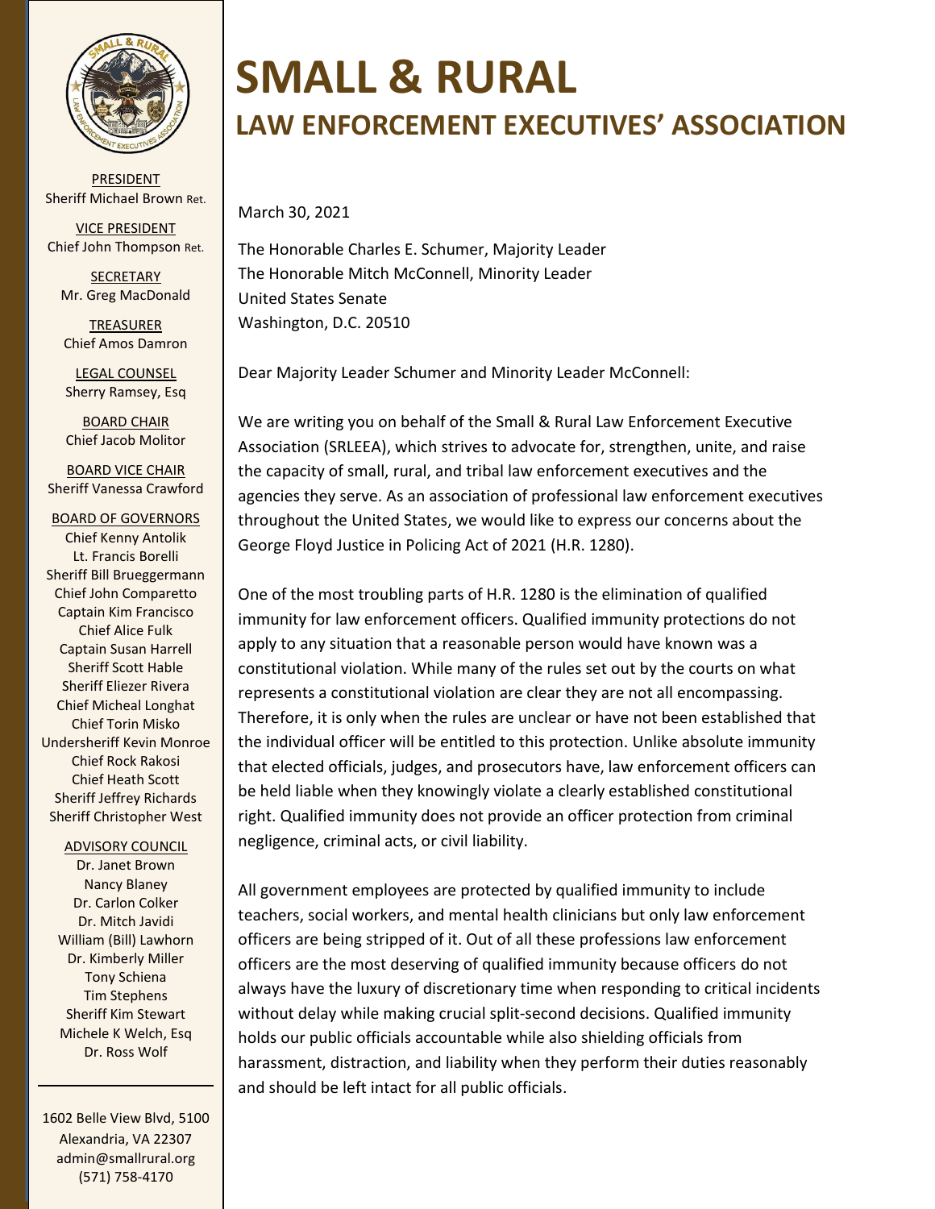# SMALL & RURAL

## LAW ENFORCEMENT EXECUTIVES' ASSOCIATION

PRESIDENT
Sheriff Michael Brown Ret.

VICE PRESIDENT
Chief John Thompson Ret.

SECRETARY
Mr. Greg MacDonald

TREASURER
Chief Amos Damron

LEGAL COUNSEL
Sherry Ramsey, Esq

BOARD CHAIR
Chief Jacob Molitor

BOARD VICE CHAIR
Sheriff Vanessa Crawford

BOARD OF GOVERNORS
Chief Kenny Antolik
Lt. Francis Borelli
Sheriff Bill Brueggermann
Chief John Comparetto
Captain Kim Francisco
Chief Alice Fulk
Captain Susan Harrell
Sheriff Scott Hable
Sheriff Eliezer Rivera
Chief Micheal Longhat
Chief Torin Misko
Undersheriff Kevin Monroe
Chief Rock Rakosi
Chief Heath Scott
Sheriff Jeffrey Richards
Sheriff Christopher West

ADVISORY COUNCIL
Dr. Janet Brown
Nancy Blaney
Dr. Carlon Colker
Dr. Mitch Javidi
William (Bill) Lawhorn
Dr. Kimberly Miller
Tony Schiena
Tim Stephens
Sheriff Kim Stewart
Michele K Welch, Esq
Dr. Ross Wolf

1602 Belle View Blvd, 5100
Alexandria, VA 22307
admin@smallrural.org
(571) 758-4170

March 30, 2021

The Honorable Charles E. Schumer, Majority Leader
The Honorable Mitch McConnell, Minority Leader
United States Senate
Washington, D.C. 20510

Dear Majority Leader Schumer and Minority Leader McConnell:

We are writing you on behalf of the Small & Rural Law Enforcement Executive Association (SRLEEA), which strives to advocate for, strengthen, unite, and raise the capacity of small, rural, and tribal law enforcement executives and the agencies they serve. As an association of professional law enforcement executives throughout the United States, we would like to express our concerns about the George Floyd Justice in Policing Act of 2021 (H.R. 1280).

One of the most troubling parts of H.R. 1280 is the elimination of qualified immunity for law enforcement officers. Qualified immunity protections do not apply to any situation that a reasonable person would have known was a constitutional violation. While many of the rules set out by the courts on what represents a constitutional violation are clear they are not all encompassing. Therefore, it is only when the rules are unclear or have not been established that the individual officer will be entitled to this protection. Unlike absolute immunity that elected officials, judges, and prosecutors have, law enforcement officers can be held liable when they knowingly violate a clearly established constitutional right. Qualified immunity does not provide an officer protection from criminal negligence, criminal acts, or civil liability.

All government employees are protected by qualified immunity to include teachers, social workers, and mental health clinicians but only law enforcement officers are being stripped of it. Out of all these professions law enforcement officers are the most deserving of qualified immunity because officers do not always have the luxury of discretionary time when responding to critical incidents without delay while making crucial split-second decisions. Qualified immunity holds our public officials accountable while also shielding officials from harassment, distraction, and liability when they perform their duties reasonably and should be left intact for all public officials.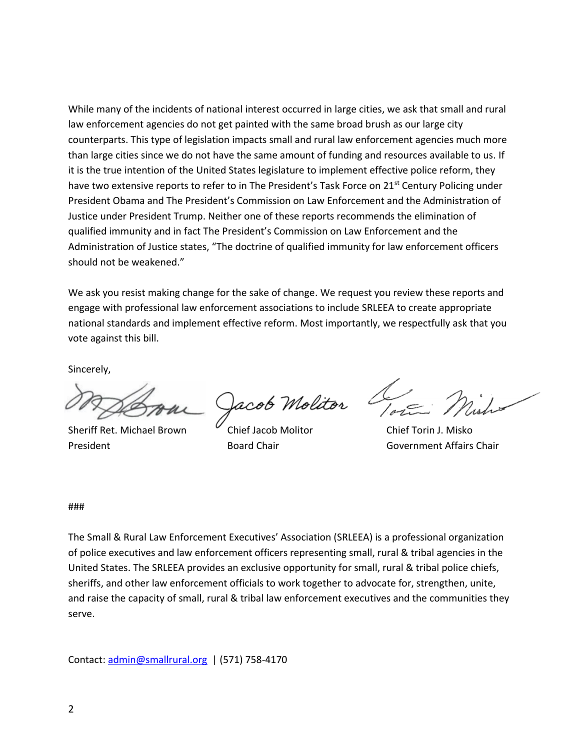While many of the incidents of national interest occurred in large cities, we ask that small and rural law enforcement agencies do not get painted with the same broad brush as our large city counterparts. This type of legislation impacts small and rural law enforcement agencies much more than large cities since we do not have the same amount of funding and resources available to us. If it is the true intention of the United States legislature to implement effective police reform, they have two extensive reports to refer to in The President's Task Force on 21st Century Policing under President Obama and The President's Commission on Law Enforcement and the Administration of Justice under President Trump. Neither one of these reports recommends the elimination of qualified immunity and in fact The President's Commission on Law Enforcement and the Administration of Justice states, "The doctrine of qualified immunity for law enforcement officers should not be weakened."

We ask you resist making change for the sake of change. We request you review these reports and engage with professional law enforcement associations to include SRLEEA to create appropriate national standards and implement effective reform. Most importantly, we respectfully ask that you vote against this bill.

Sincerely,

| | | |
|---|---|---|
| Sheriff Ret. Michael Brown | Chief Jacob Molitor | Chief Torin J. Misko |
| President | Board Chair | Government Affairs Chair |

###

The Small & Rural Law Enforcement Executives' Association (SRLEEA) is a professional organization of police executives and law enforcement officers representing small, rural & tribal agencies in the United States. The SRLEEA provides an exclusive opportunity for small, rural & tribal police chiefs, sheriffs, and other law enforcement officials to work together to advocate for, strengthen, unite, and raise the capacity of small, rural & tribal law enforcement executives and the communities they serve.

Contact: admin@smallrural.org | (571) 758-4170